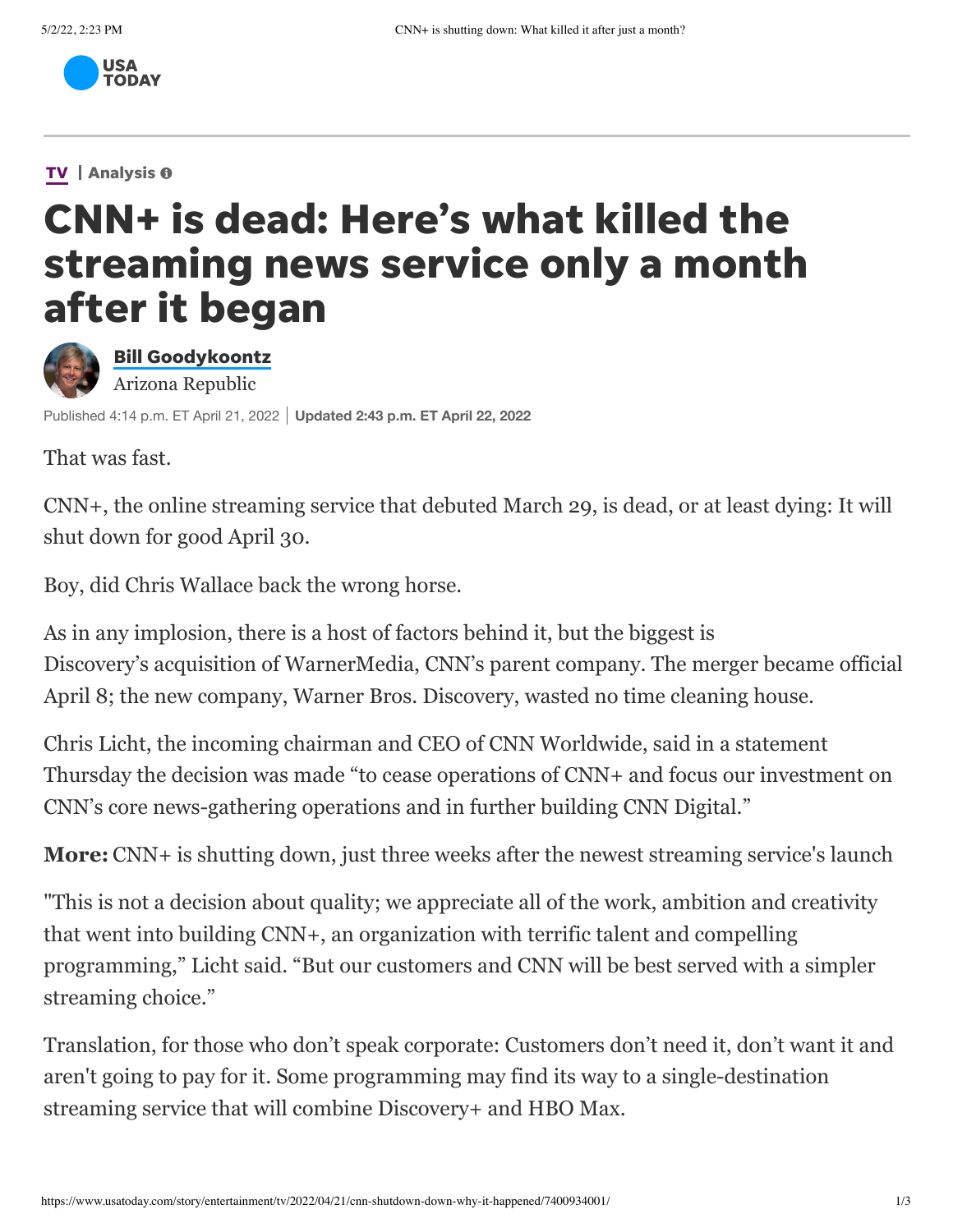USA TODAY

TV | Analysis

# CNN+ is dead: Here's what killed the streaming news service only a month after it began

**Bill Goodykoontz**
Arizona Republic

Published 4:14 p.m. ET April 21, 2022 | **Updated 2:43 p.m. ET April 22, 2022**

That was fast.

CNN+, the online streaming service that debuted March 29, is dead, or at least dying: It will shut down for good April 30.

Boy, did Chris Wallace back the wrong horse.

As in any implosion, there is a host of factors behind it, but the biggest is Discovery's acquisition of WarnerMedia, CNN's parent company. The merger became official April 8; the new company, Warner Bros. Discovery, wasted no time cleaning house.

Chris Licht, the incoming chairman and CEO of CNN Worldwide, said in a statement Thursday the decision was made "to cease operations of CNN+ and focus our investment on CNN's core news-gathering operations and in further building CNN Digital."

**More:** CNN+ is shutting down, just three weeks after the newest streaming service's launch

"This is not a decision about quality; we appreciate all of the work, ambition and creativity that went into building CNN+, an organization with terrific talent and compelling programming," Licht said. "But our customers and CNN will be best served with a simpler streaming choice."

Translation, for those who don't speak corporate: Customers don't need it, don't want it and aren't going to pay for it. Some programming may find its way to a single-destination streaming service that will combine Discovery+ and HBO Max.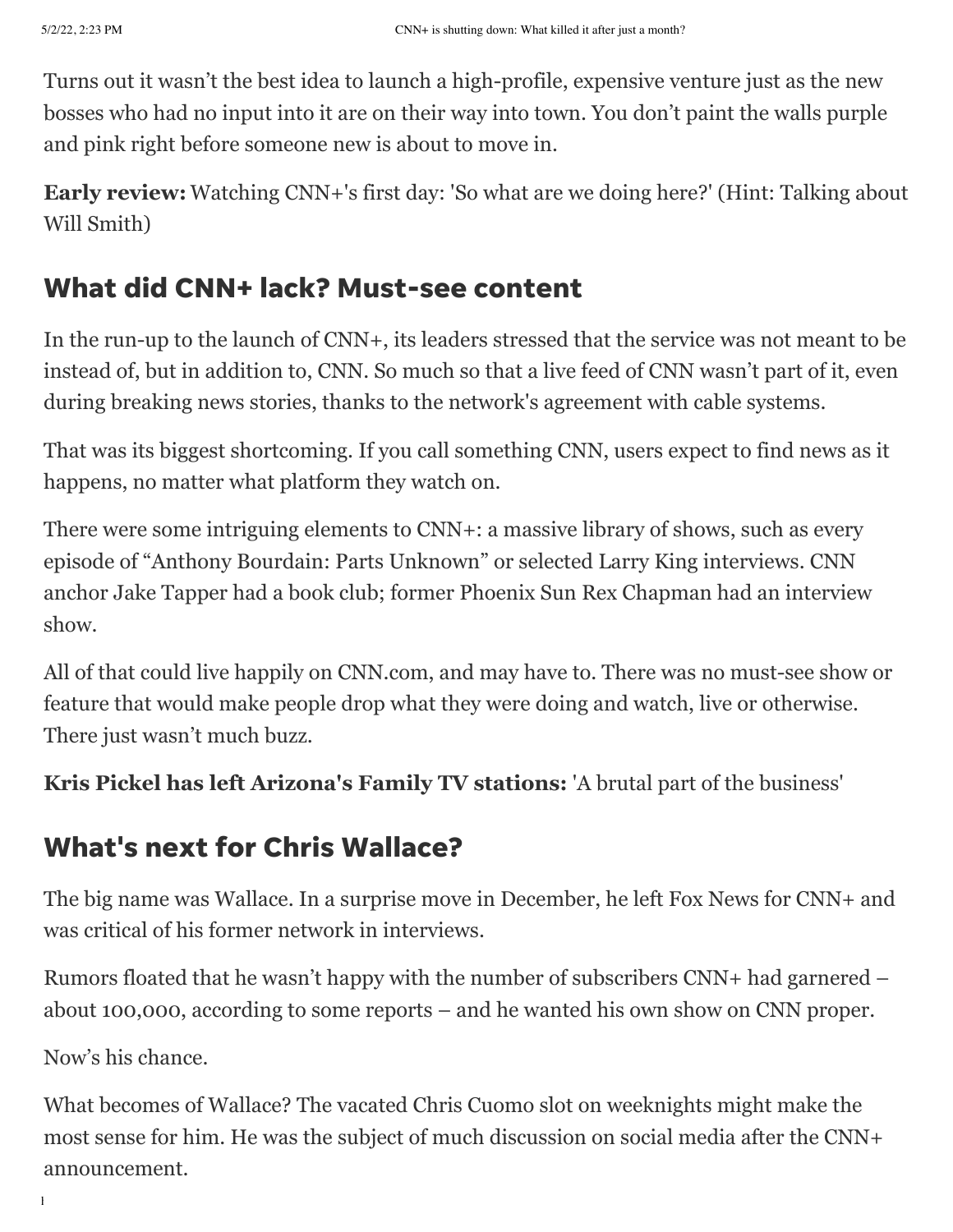Turns out it wasn't the best idea to launch a high-profile, expensive venture just as the new bosses who had no input into it are on their way into town. You don't paint the walls purple and pink right before someone new is about to move in.

**Early review:** Watching CNN+'s first day: 'So what are we doing here?' (Hint: Talking about Will Smith)

## What did CNN+ lack? Must-see content

In the run-up to the launch of CNN+, its leaders stressed that the service was not meant to be instead of, but in addition to, CNN. So much so that a live feed of CNN wasn't part of it, even during breaking news stories, thanks to the network's agreement with cable systems.

That was its biggest shortcoming. If you call something CNN, users expect to find news as it happens, no matter what platform they watch on.

There were some intriguing elements to CNN+: a massive library of shows, such as every episode of "Anthony Bourdain: Parts Unknown" or selected Larry King interviews. CNN anchor Jake Tapper had a book club; former Phoenix Sun Rex Chapman had an interview show.

All of that could live happily on CNN.com, and may have to. There was no must-see show or feature that would make people drop what they were doing and watch, live or otherwise. There just wasn't much buzz.

**Kris Pickel has left Arizona's Family TV stations:** 'A brutal part of the business'

## What's next for Chris Wallace?

The big name was Wallace. In a surprise move in December, he left Fox News for CNN+ and was critical of his former network in interviews.

Rumors floated that he wasn't happy with the number of subscribers CNN+ had garnered – about 100,000, according to some reports – and he wanted his own show on CNN proper.

Now's his chance.

What becomes of Wallace? The vacated Chris Cuomo slot on weeknights might make the most sense for him. He was the subject of much discussion on social media after the CNN+ announcement.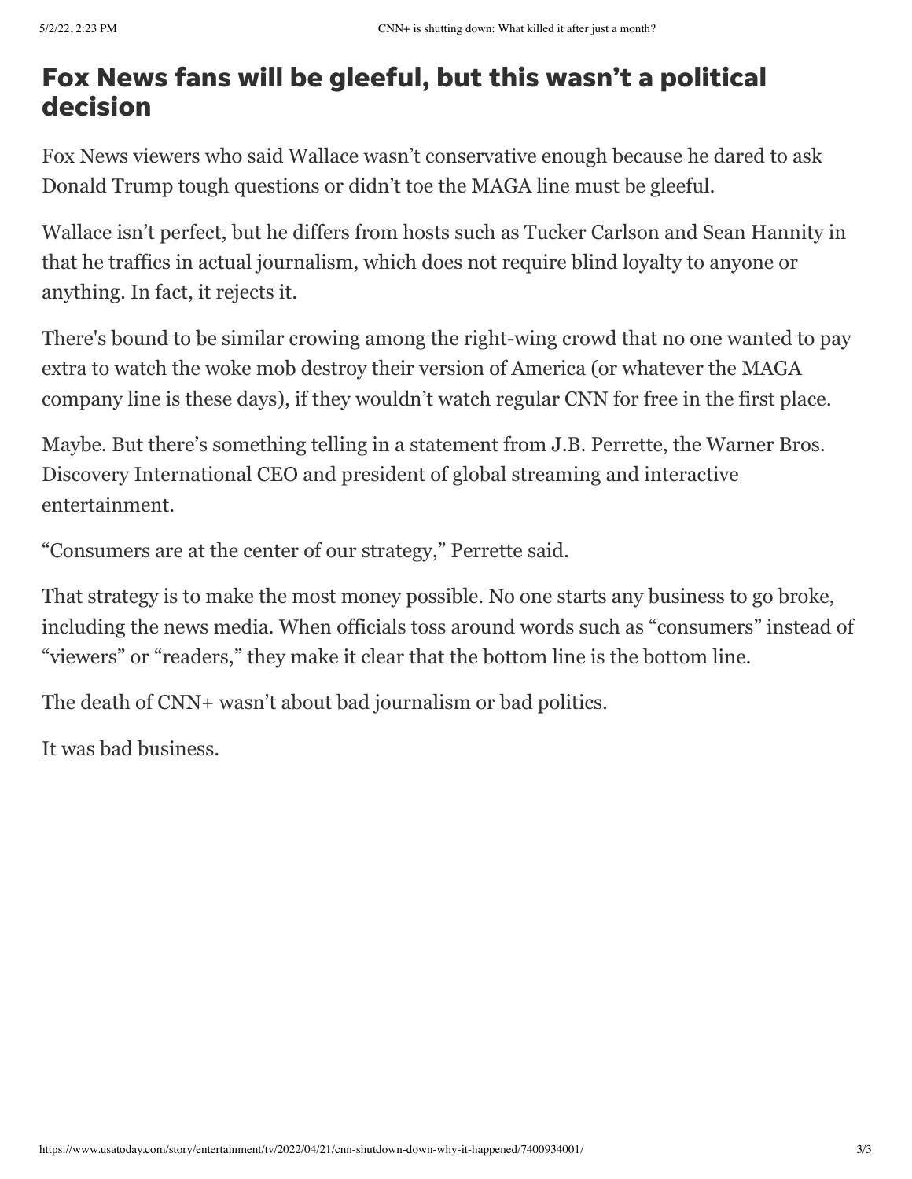## Fox News fans will be gleeful, but this wasn't a political decision

Fox News viewers who said Wallace wasn't conservative enough because he dared to ask Donald Trump tough questions or didn't toe the MAGA line must be gleeful.

Wallace isn't perfect, but he differs from hosts such as Tucker Carlson and Sean Hannity in that he traffics in actual journalism, which does not require blind loyalty to anyone or anything. In fact, it rejects it.

There's bound to be similar crowing among the right-wing crowd that no one wanted to pay extra to watch the woke mob destroy their version of America (or whatever the MAGA company line is these days), if they wouldn't watch regular CNN for free in the first place.

Maybe. But there's something telling in a statement from J.B. Perrette, the Warner Bros. Discovery International CEO and president of global streaming and interactive entertainment.

"Consumers are at the center of our strategy," Perrette said.

That strategy is to make the most money possible. No one starts any business to go broke, including the news media. When officials toss around words such as "consumers" instead of "viewers" or "readers," they make it clear that the bottom line is the bottom line.

The death of CNN+ wasn't about bad journalism or bad politics.

It was bad business.